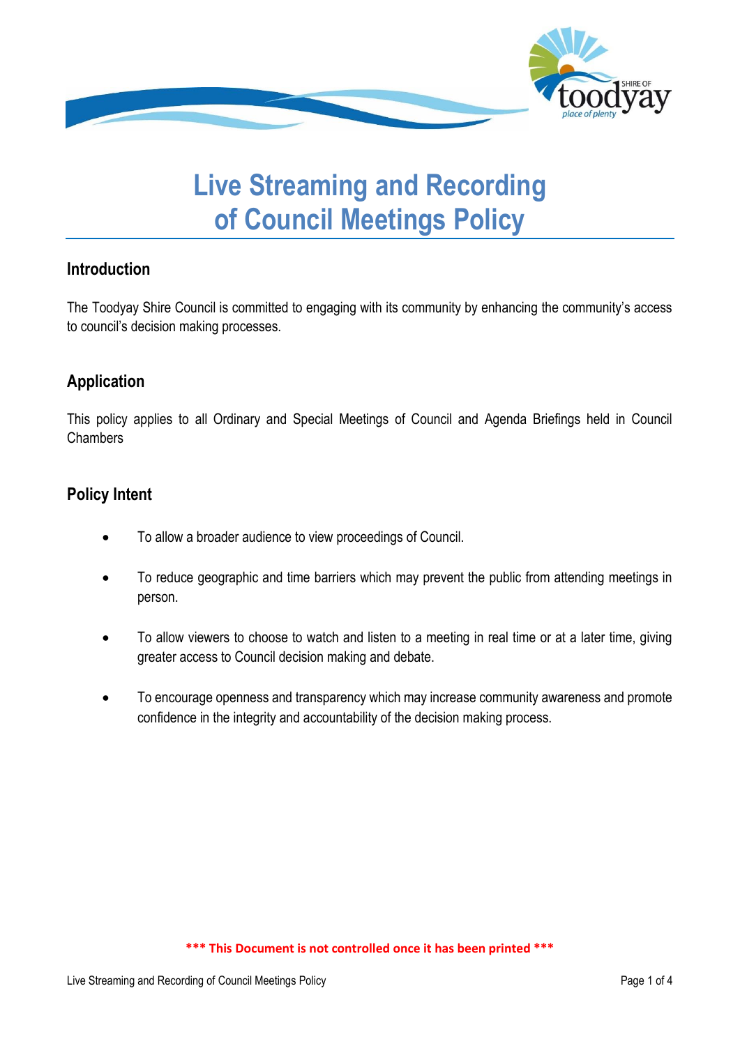# Live Streaming and Recording of Council Meetings Policy

## Introduction

The Toodyay Shire Council is committed to engaging with its community by enhancing the community's access to council's decision making processes.

## Application

This policy applies to all Ordinary and Special Meetings of Council and Agenda Briefings held in Council Chambers

## Policy Intent

- To allow a broader audience to view proceedings of Council.
- To reduce geographic and time barriers which may prevent the public from attending meetings in person.
- To allow viewers to choose to watch and listen to a meeting in real time or at a later time, giving greater access to Council decision making and debate.
- To encourage openness and transparency which may increase community awareness and promote confidence in the integrity and accountability of the decision making process.

**\*\*\* This Document is not controlled once it has been printed \*\*\***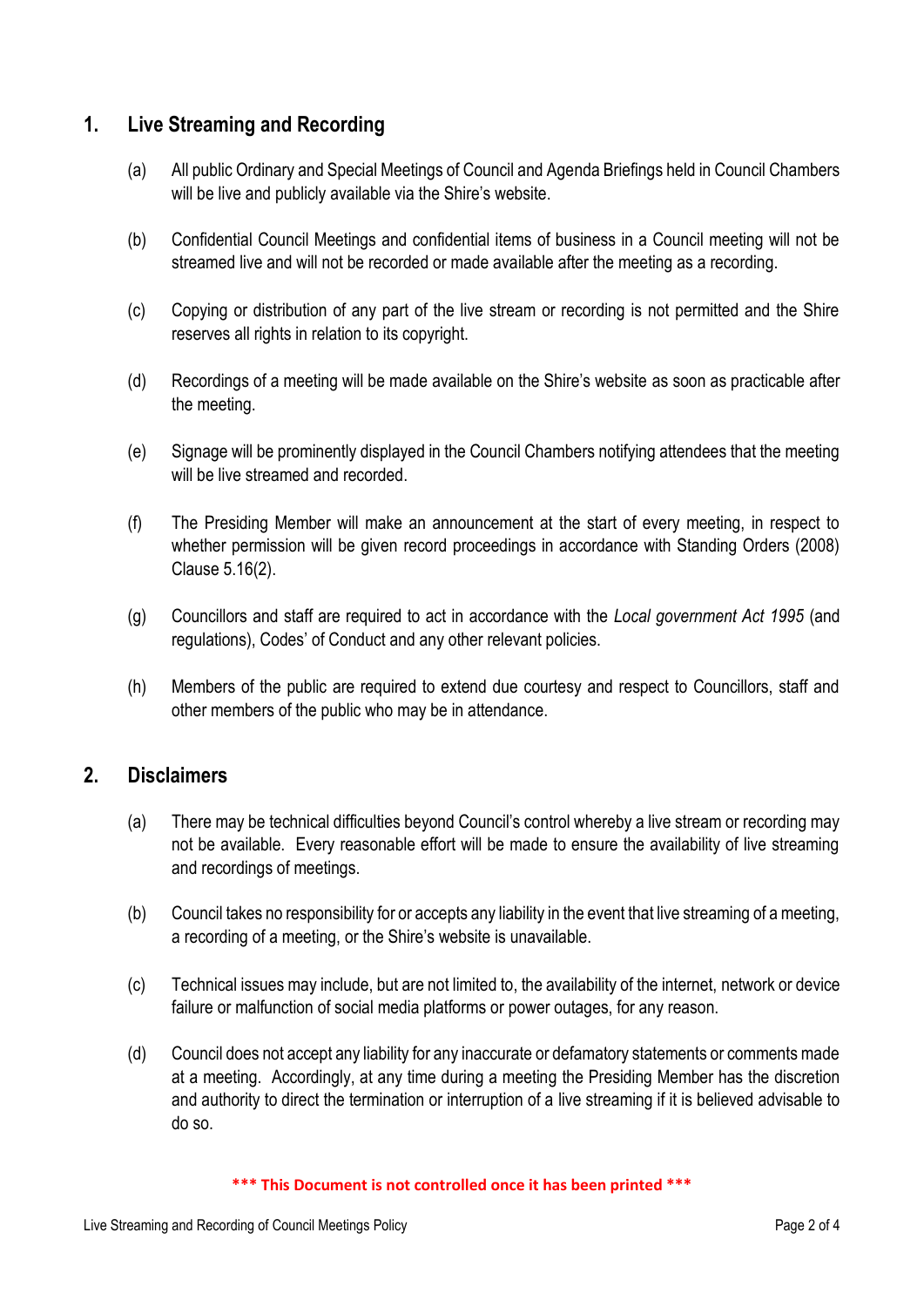## 1. Live Streaming and Recording

(a) All public Ordinary and Special Meetings of Council and Agenda Briefings held in Council Chambers will be live and publicly available via the Shire's website.

(b) Confidential Council Meetings and confidential items of business in a Council meeting will not be streamed live and will not be recorded or made available after the meeting as a recording.

(c) Copying or distribution of any part of the live stream or recording is not permitted and the Shire reserves all rights in relation to its copyright.

(d) Recordings of a meeting will be made available on the Shire's website as soon as practicable after the meeting.

(e) Signage will be prominently displayed in the Council Chambers notifying attendees that the meeting will be live streamed and recorded.

(f) The Presiding Member will make an announcement at the start of every meeting, in respect to whether permission will be given record proceedings in accordance with Standing Orders (2008) Clause 5.16(2).

(g) Councillors and staff are required to act in accordance with the *Local government Act 1995* (and regulations), Codes' of Conduct and any other relevant policies.

(h) Members of the public are required to extend due courtesy and respect to Councillors, staff and other members of the public who may be in attendance.

## 2. Disclaimers

(a) There may be technical difficulties beyond Council's control whereby a live stream or recording may not be available. Every reasonable effort will be made to ensure the availability of live streaming and recordings of meetings.

(b) Council takes no responsibility for or accepts any liability in the event that live streaming of a meeting, a recording of a meeting, or the Shire's website is unavailable.

(c) Technical issues may include, but are not limited to, the availability of the internet, network or device failure or malfunction of social media platforms or power outages, for any reason.

(d) Council does not accept any liability for any inaccurate or defamatory statements or comments made at a meeting. Accordingly, at any time during a meeting the Presiding Member has the discretion and authority to direct the termination or interruption of a live streaming if it is believed advisable to do so.

**\*\*\* This Document is not controlled once it has been printed \*\*\***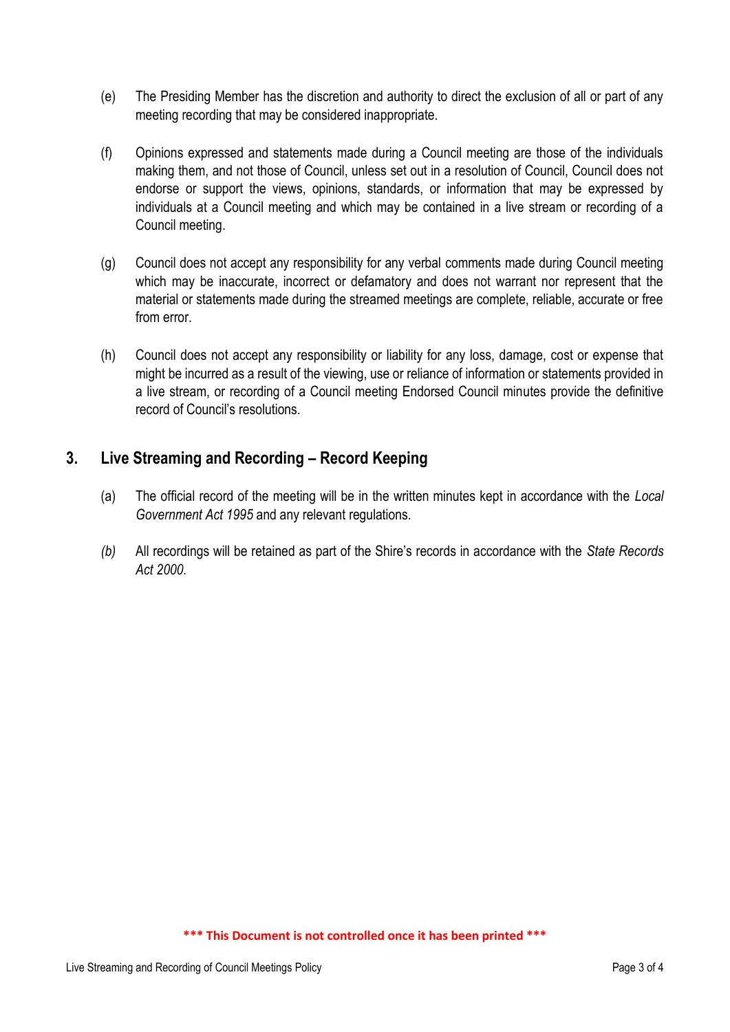(e) The Presiding Member has the discretion and authority to direct the exclusion of all or part of any meeting recording that may be considered inappropriate.

(f) Opinions expressed and statements made during a Council meeting are those of the individuals making them, and not those of Council, unless set out in a resolution of Council, Council does not endorse or support the views, opinions, standards, or information that may be expressed by individuals at a Council meeting and which may be contained in a live stream or recording of a Council meeting.

(g) Council does not accept any responsibility for any verbal comments made during Council meeting which may be inaccurate, incorrect or defamatory and does not warrant nor represent that the material or statements made during the streamed meetings are complete, reliable, accurate or free from error.

(h) Council does not accept any responsibility or liability for any loss, damage, cost or expense that might be incurred as a result of the viewing, use or reliance of information or statements provided in a live stream, or recording of a Council meeting Endorsed Council minutes provide the definitive record of Council's resolutions.

## 3. Live Streaming and Recording – Record Keeping

(a) The official record of the meeting will be in the written minutes kept in accordance with the *Local Government Act 1995* and any relevant regulations.

*(b)* All recordings will be retained as part of the Shire's records in accordance with the *State Records Act 2000.*

**\*\*\* This Document is not controlled once it has been printed \*\*\***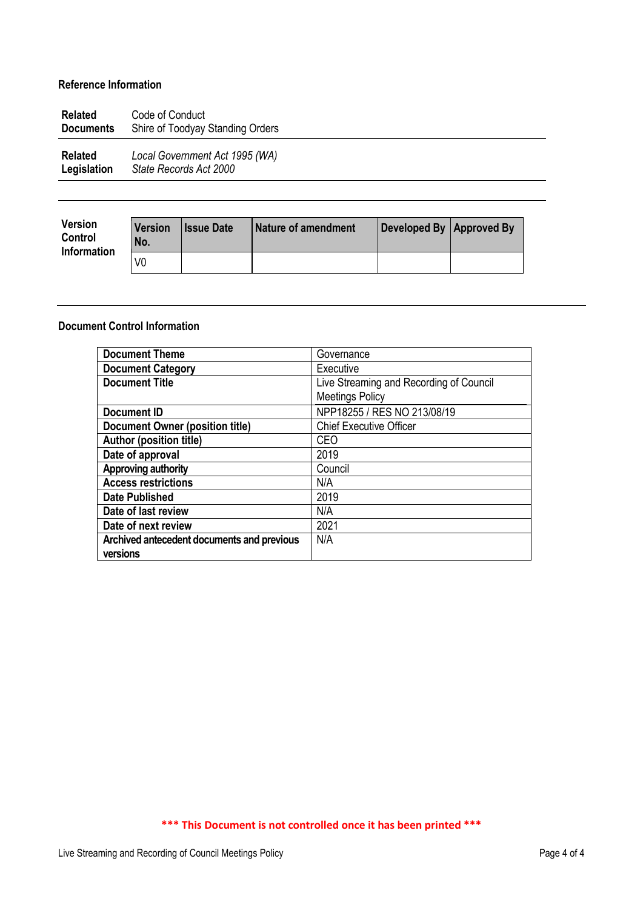**Reference Information**

| | |
|---|---|
| **Related Documents** | Code of Conduct<br>Shire of Toodyay Standing Orders |
| **Related Legislation** | *Local Government Act 1995 (WA)*<br>*State Records Act 2000* |

**Version Control Information**

| Version No. | Issue Date | Nature of amendment | Developed By | Approved By |
|---|---|---|---|---|
| V0 | | | | |

**Document Control Information**

| | |
|---|---|
| **Document Theme** | Governance |
| **Document Category** | Executive |
| **Document Title** | Live Streaming and Recording of Council Meetings Policy |
| **Document ID** | NPP18255 / RES NO 213/08/19 |
| **Document Owner (position title)** | Chief Executive Officer |
| **Author (position title)** | CEO |
| **Date of approval** | 2019 |
| **Approving authority** | Council |
| **Access restrictions** | N/A |
| **Date Published** | 2019 |
| **Date of last review** | N/A |
| **Date of next review** | 2021 |
| **Archived antecedent documents and previous versions** | N/A |

**\*\*\* This Document is not controlled once it has been printed \*\*\***